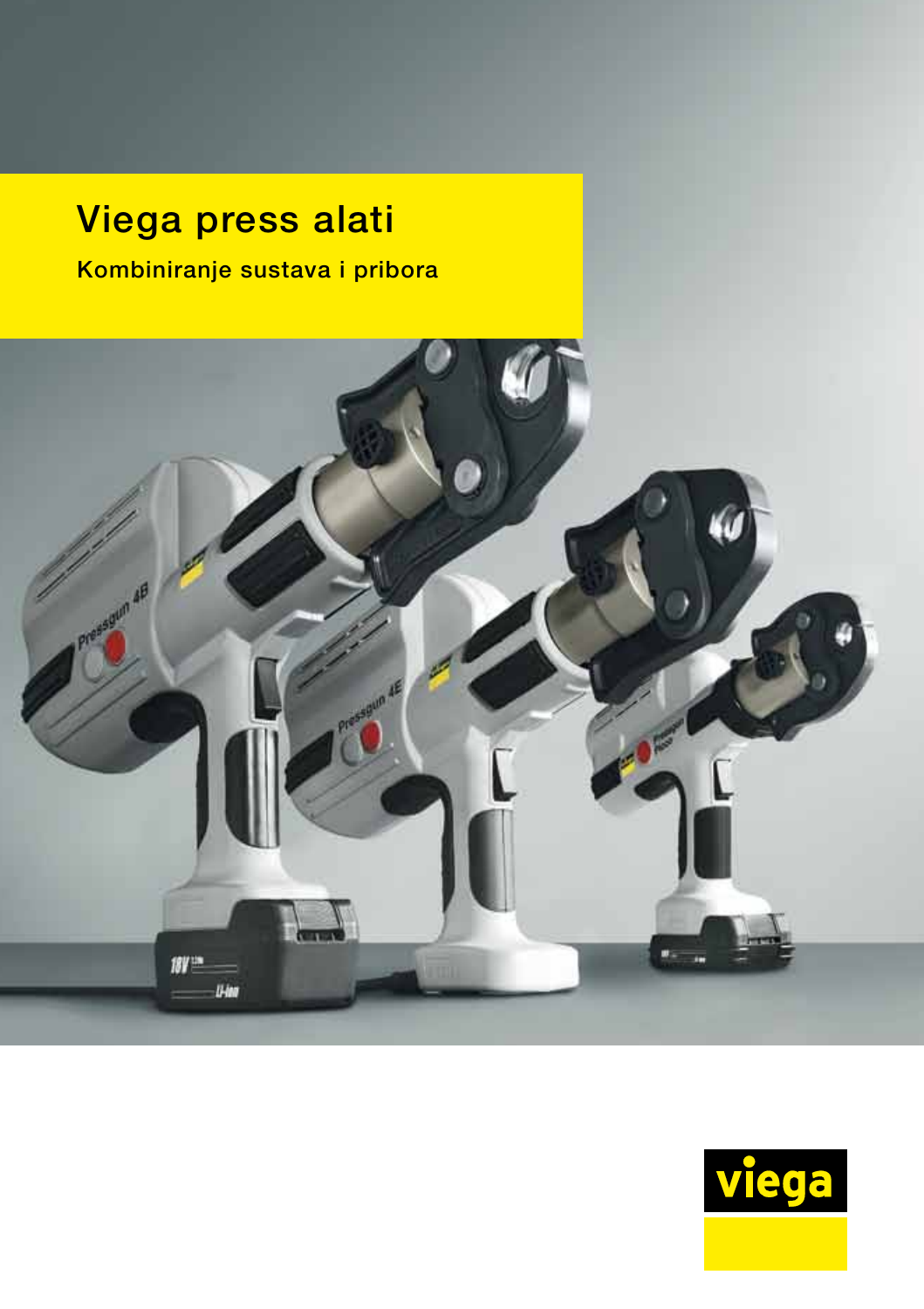# Viega press alati

## Kombiniranje sustava i pribora

viega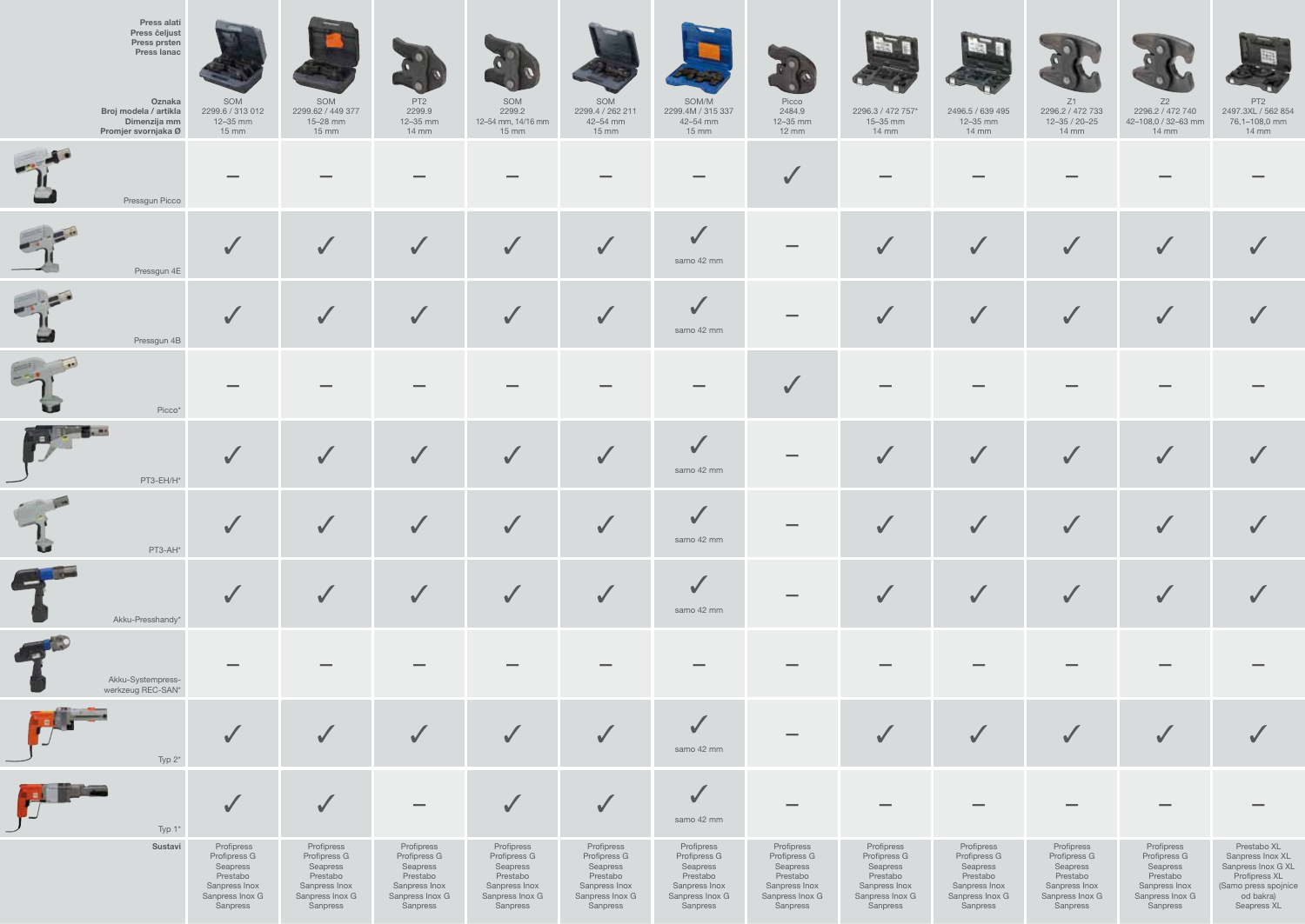| Press alati / Press čeljust / Press prsten / Press lanac — Oznaka / Broj modela / artikla / Dimenzija mm / Promjer svornjaka Ø | SOM 2299.6 / 313 012 12–35 mm 15 mm | SOM 2299.62 / 449 377 15–28 mm 15 mm | PT2 2299.9 12–35 mm 14 mm | SOM 2299.2 12–54 mm, 14/16 mm 15 mm | SOM 2299.4 / 262 211 42–54 mm 15 mm | SOM/M 2299.4M / 315 337 42–54 mm 15 mm | Picco 2484.9 12–35 mm 12 mm | 2296.3 / 472 757* 15–35 mm 14 mm | 2496.5 / 639 495 12–35 mm 14 mm | Z1 2296.2 / 472 733 12–35 / 20–25 14 mm | Z2 2296.2 / 472 740 42–108,0 / 32–63 mm 14 mm | PT2 2497.3XL / 562 854 76,1–108,0 mm 14 mm |
|---|---|---|---|---|---|---|---|---|---|---|---|---|
| Pressgun Picco | – | – | – | – | – | – | ✓ | – | – | – | – | – |
| Pressgun 4E | ✓ | ✓ | ✓ | ✓ | ✓ | ✓ samo 42 mm | – | ✓ | ✓ | ✓ | ✓ | ✓ |
| Pressgun 4B | ✓ | ✓ | ✓ | ✓ | ✓ | ✓ samo 42 mm | – | ✓ | ✓ | ✓ | ✓ | ✓ |
| Picco* | – | – | – | – | – | – | ✓ | – | – | – | – | – |
| PT3-EH/H* | ✓ | ✓ | ✓ | ✓ | ✓ | ✓ samo 42 mm | – | ✓ | ✓ | ✓ | ✓ | ✓ |
| PT3-AH* | ✓ | ✓ | ✓ | ✓ | ✓ | ✓ samo 42 mm | – | ✓ | ✓ | ✓ | ✓ | ✓ |
| Akku-Presshandy* | ✓ | ✓ | ✓ | ✓ | ✓ | ✓ samo 42 mm | – | ✓ | ✓ | ✓ | ✓ | ✓ |
| Akku-Systempress-werkzeug REC-SAN* | – | – | – | – | – | – | – | – | – | – | – | – |
| Typ 2* | ✓ | ✓ | ✓ | ✓ | ✓ | ✓ samo 42 mm | – | ✓ | ✓ | ✓ | ✓ | ✓ |
| Typ 1* | ✓ | ✓ | – | ✓ | ✓ | ✓ samo 42 mm | – | – | – | – | – | – |
| Sustavi | Profipress Profipress G Seapress Prestabo Sanpress Inox Sanpress Inox G Sanpress | Profipress Profipress G Seapress Prestabo Sanpress Inox Sanpress Inox G Sanpress | Profipress Profipress G Seapress Prestabo Sanpress Inox Sanpress Inox G Sanpress | Profipress Profipress G Seapress Prestabo Sanpress Inox Sanpress Inox G Sanpress | Profipress Profipress G Seapress Prestabo Sanpress Inox Sanpress Inox G Sanpress | Profipress Profipress G Seapress Prestabo Sanpress Inox Sanpress Inox G Sanpress | Profipress Profipress G Seapress Prestabo Sanpress Inox Sanpress Inox G Sanpress | Profipress Profipress G Seapress Prestabo Sanpress Inox Sanpress Inox G Sanpress | Profipress Profipress G Seapress Prestabo Sanpress Inox Sanpress Inox G Sanpress | Profipress Profipress G Seapress Prestabo Sanpress Inox Sanpress Inox G Sanpress | Profipress Profipress G Seapress Prestabo Sanpress Inox Sanpress Inox G Sanpress | Prestabo XL Sanpress Inox XL Sanpress Inox G XL Profipress XL (Samo press spojnice od bakra) Seapress XL |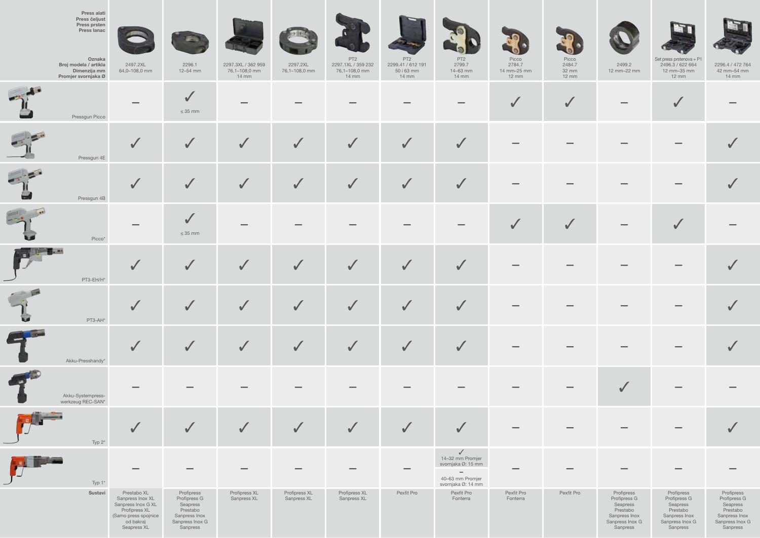| Press alati<br>Press čeljust<br>Press prsten<br>Press lanac<br><br>Oznaka<br>Broj modela / artikla<br>Dimenzija mm<br>Promjer svornjaka Ø | 2497.2XL<br>64,0–108,0 mm | 2296.1<br>12–54 mm | 2297.3XL / 362 959<br>76,1–108,0 mm<br>14 mm | 2297.2XL<br>76,1–108,0 mm | PT2<br>2297.1XL / 359 232<br>76,1–108,0 mm<br>14 mm | PT2<br>2299.41 / 612 191<br>50 i 63 mm<br>14 mm | PT2<br>2799.7<br>14–63 mm<br>14 mm | Picco<br>2784.7<br>14 mm–25 mm<br>12 mm | Picco<br>2484.7<br>32 mm<br>12 mm | 2499.2<br>12 mm–22 mm | Set press prstenova + P1<br>2496.3 / 622 664<br>12 mm–35 mm<br>12 mm | 2296.4 / 472 764<br>42 mm–54 mm<br>14 mm |
|---|---|---|---|---|---|---|---|---|---|---|---|---|
| Pressgun Picco | – | ✓<br>≤ 35 mm | – | – | – | – | – | ✓ | ✓ | – | ✓ | – |
| Pressgun 4E | ✓ | ✓ | ✓ | ✓ | ✓ | ✓ | ✓ | – | – | – | – | ✓ |
| Pressgun 4B | ✓ | ✓ | ✓ | ✓ | ✓ | ✓ | ✓ | – | – | – | – | ✓ |
| Picco* | – | ✓<br>≤ 35 mm | – | – | – | – | – | ✓ | ✓ | – | ✓ | – |
| PT3-EH/H* | ✓ | ✓ | ✓ | ✓ | ✓ | ✓ | ✓ | – | – | – | – | ✓ |
| PT3-AH* | ✓ | ✓ | ✓ | ✓ | ✓ | ✓ | ✓ | – | – | – | – | ✓ |
| Akku-Presshandy* | ✓ | ✓ | ✓ | ✓ | ✓ | ✓ | ✓ | – | – | – | – | ✓ |
| Akku-Systempress-werkzeug REC-SAN* | – | – | – | – | – | – | – | – | – | ✓ | – | – |
| Typ 2* | ✓ | ✓ | ✓ | ✓ | ✓ | ✓ | ✓ | – | – | – | – | ✓ |
| Typ 1* | – | – | – | – | – | – | ✓<br>14–32 mm Promjer svornjaka Ø: 15 mm<br>–<br>40–63 mm Promjer svornjaka Ø: 14 mm | – | – | – | – | – |
| Sustavi | Prestabo XL<br>Sanpress Inox XL<br>Sanpress Inox G XL<br>Profipress XL<br>(Samo press spojnice od bakra)<br>Seapress XL | Profipress<br>Profipress G<br>Seapress<br>Prestabo<br>Sanpress Inox<br>Sanpress Inox G<br>Sanpress | Profipress XL<br>Sanpress XL | Profipress XL<br>Sanpress XL | Profipress XL<br>Sanpress XL | Pexfit Pro | Pexfit Pro<br>Fonterra | Pexfit Pro<br>Fonterra | Pexfit Pro | Profipress<br>Profipress G<br>Seapress<br>Prestabo<br>Sanpress Inox<br>Sanpress Inox G<br>Sanpress | Profipress<br>Profipress G<br>Seapress<br>Prestabo<br>Sanpress Inox<br>Sanpress Inox G<br>Sanpress | Profipress<br>Profipress G<br>Seapress<br>Prestabo<br>Sanpress Inox<br>Sanpress Inox G<br>Sanpress |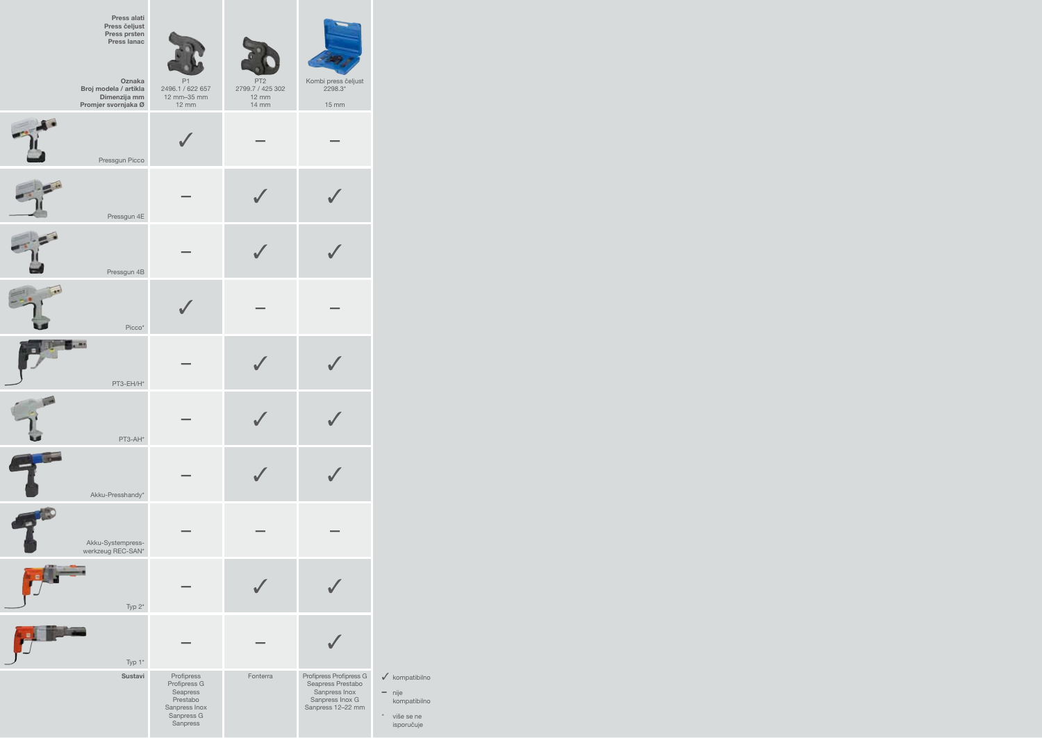| Press alati<br>Press čeljust<br>Press prsten<br>Press lanac<br><br>Oznaka<br>Broj modela / artikla<br>Dimenzija mm<br>Promjer svornjaka Ø | P1<br>2496.1 / 622 657<br>12 mm–35 mm<br>12 mm | PT2<br>2799.7 / 425 302<br>12 mm<br>14 mm | Kombi press čeljust<br>2298.3*<br><br>15 mm |
|---|---|---|---|
| Pressgun Picco | ✓ | – | – |
| Pressgun 4E | – | ✓ | ✓ |
| Pressgun 4B | – | ✓ | ✓ |
| Picco* | ✓ | – | – |
| PT3-EH/H* | – | ✓ | ✓ |
| PT3-AH* | – | ✓ | ✓ |
| Akku-Presshandy* | – | ✓ | ✓ |
| Akku-Systempress-werkzeug REC-SAN* | – | – | – |
| Typ 2* | – | ✓ | ✓ |
| Typ 1* | – | – | ✓ |
| Sustavi | Profipress<br>Profipress G<br>Seapress<br>Prestabo<br>Sanpress Inox<br>Sanpress G<br>Sanpress | Fonterra | Profipress Profipress G<br>Seapress Prestabo<br>Sanpress Inox<br>Sanpress Inox G<br>Sanpress 12–22 mm |

✓ kompatibilno

– nije kompatibilno

* više se ne isporučuje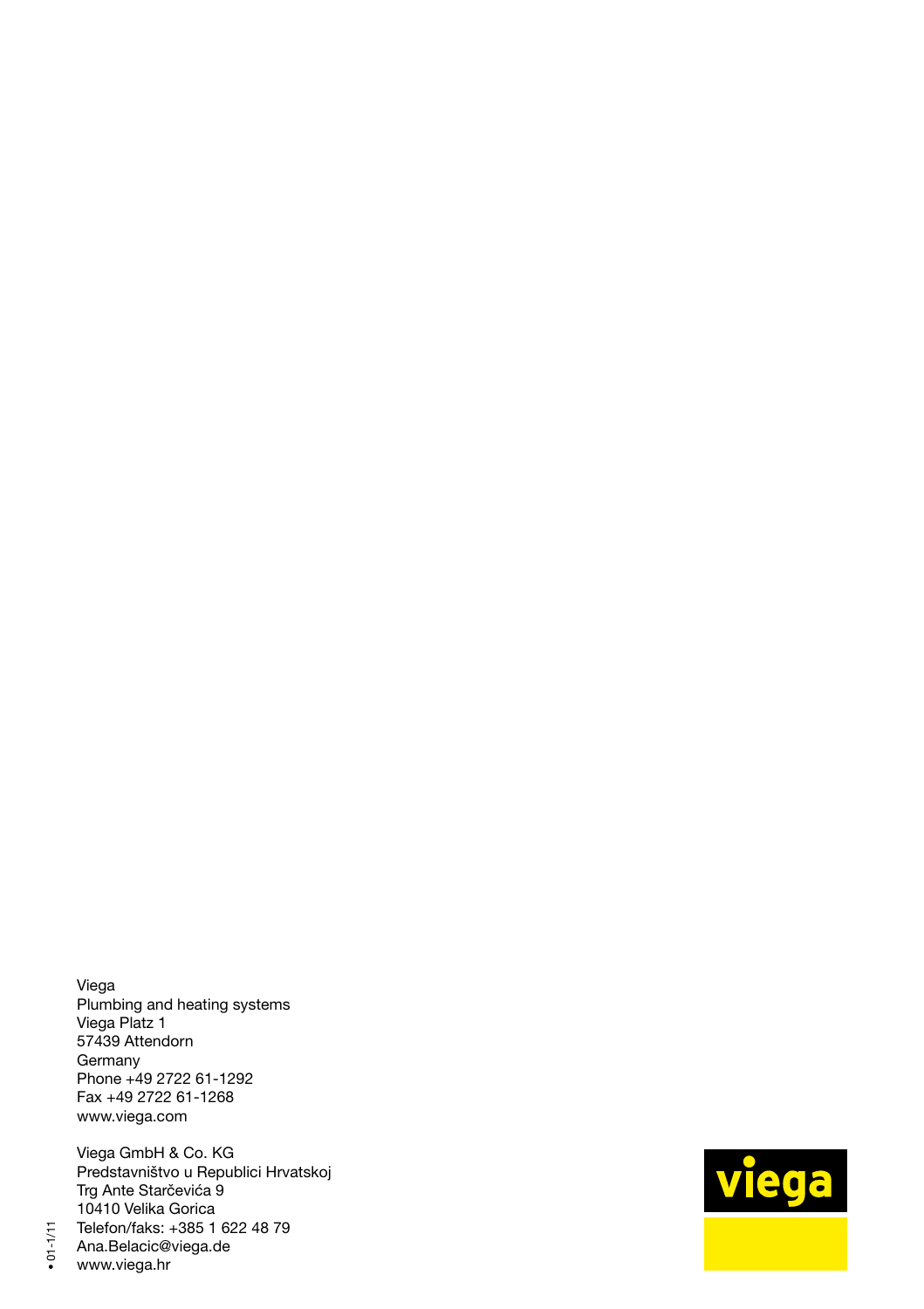Viega
Plumbing and heating systems
Viega Platz 1
57439 Attendorn
Germany
Phone +49 2722 61-1292
Fax +49 2722 61-1268
www.viega.com

Viega GmbH & Co. KG
Predstavništvo u Republici Hrvatskoj
Trg Ante Starčevića 9
10410 Velika Gorica
Telefon/faks: +385 1 622 48 79
Ana.Belacic@viega.de
www.viega.hr

• 01-1/11

viega